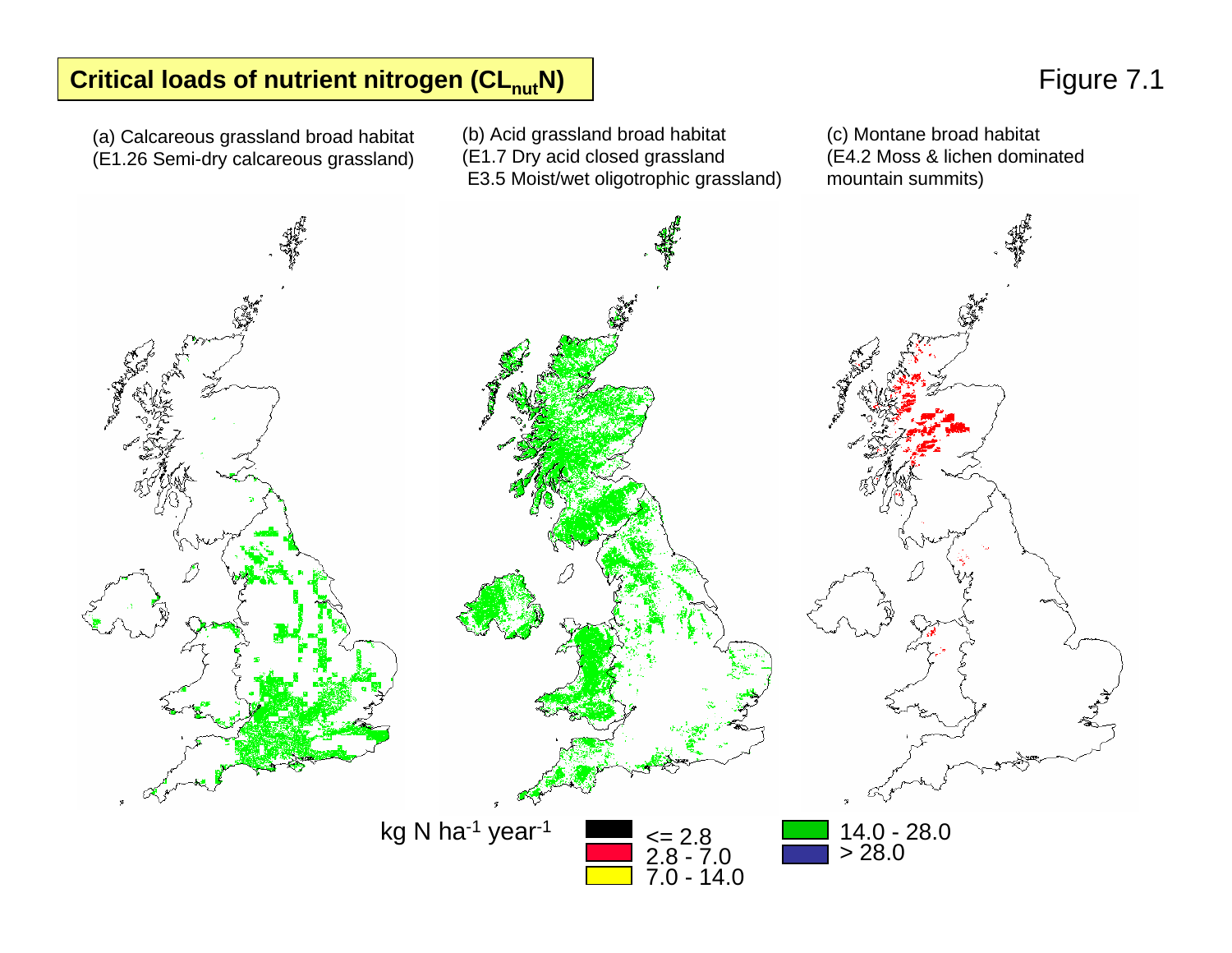# Critical loads of nutrient nitrogen ($CL_{nut}N$)

Figure 7.1

(a) Calcareous grassland broad habitat
(E1.26 Semi-dry calcareous grassland)

(b) Acid grassland broad habitat
(E1.7 Dry acid closed grassland
E3.5 Moist/wet oligotrophic grassland)

(c) Montane broad habitat
(E4.2 Moss & lichen dominated mountain summits)

kg N $ha^{-1}$ $year^{-1}$

- <= 2.8
- 2.8 - 7.0
- 7.0 - 14.0
- 14.0 - 28.0
- > 28.0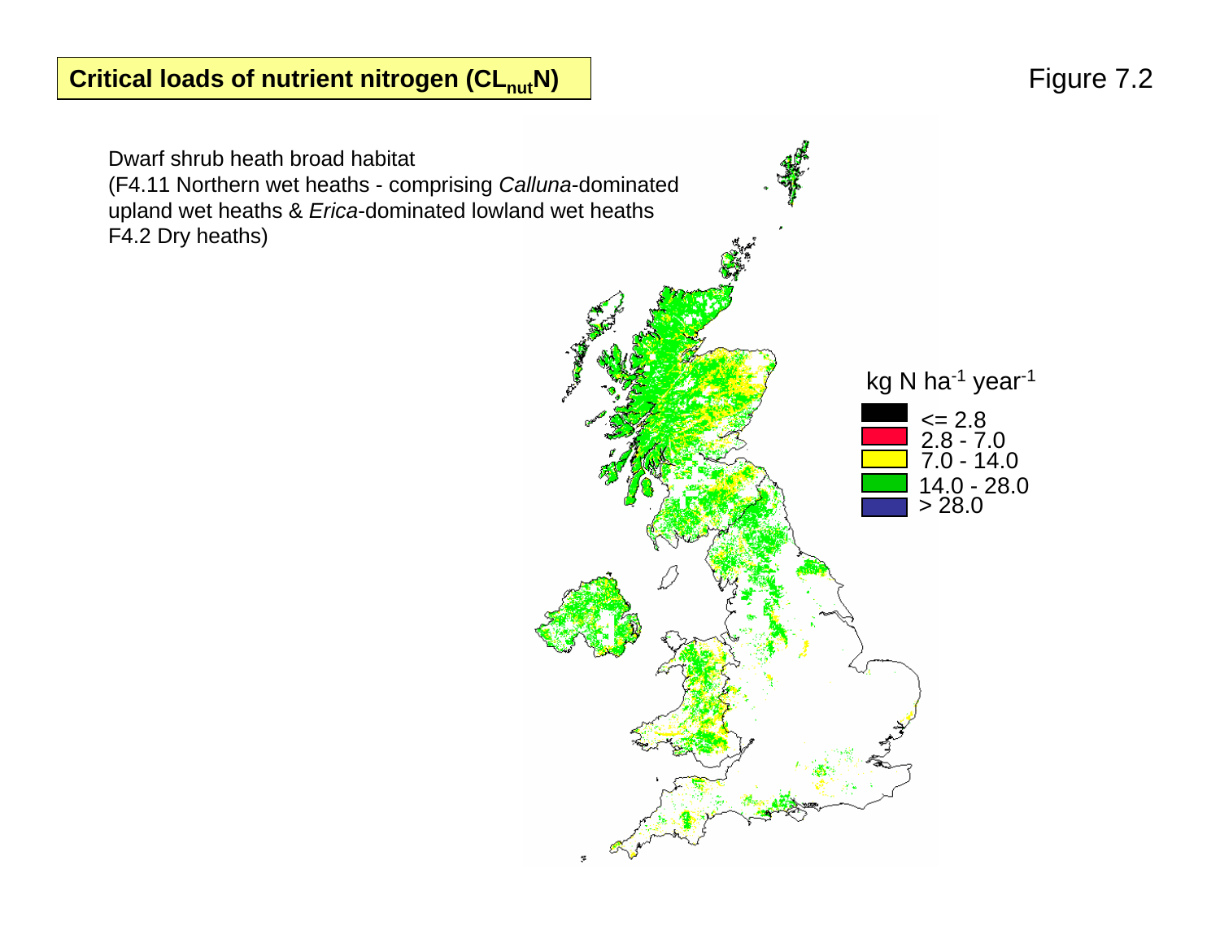**Critical loads of nutrient nitrogen ($CL_{nut}N$)**

Figure 7.2

Dwarf shrub heath broad habitat
(F4.11 Northern wet heaths - comprising *Calluna*-dominated upland wet heaths & *Erica*-dominated lowland wet heaths
F4.2 Dry heaths)

kg N ha$^{-1}$ year$^{-1}$

- <= 2.8
- 2.8 - 7.0
- 7.0 - 14.0
- 14.0 - 28.0
- \> 28.0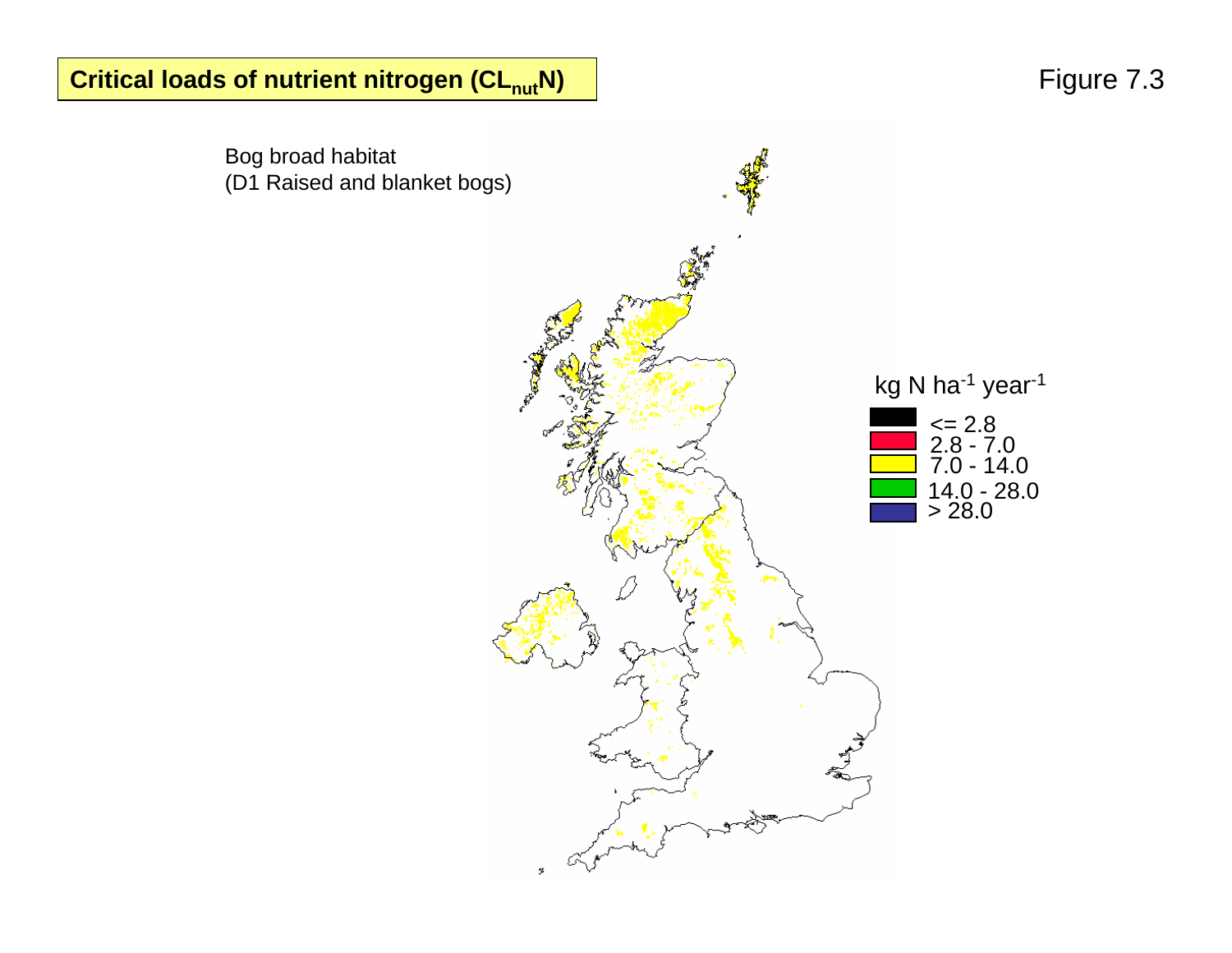**Critical loads of nutrient nitrogen ($CL_{nut}N$)**

Figure 7.3

Bog broad habitat
(D1 Raised and blanket bogs)

kg N $ha^{-1}$ $year^{-1}$

- <= 2.8
- 2.8 - 7.0
- 7.0 - 14.0
- 14.0 - 28.0
- \> 28.0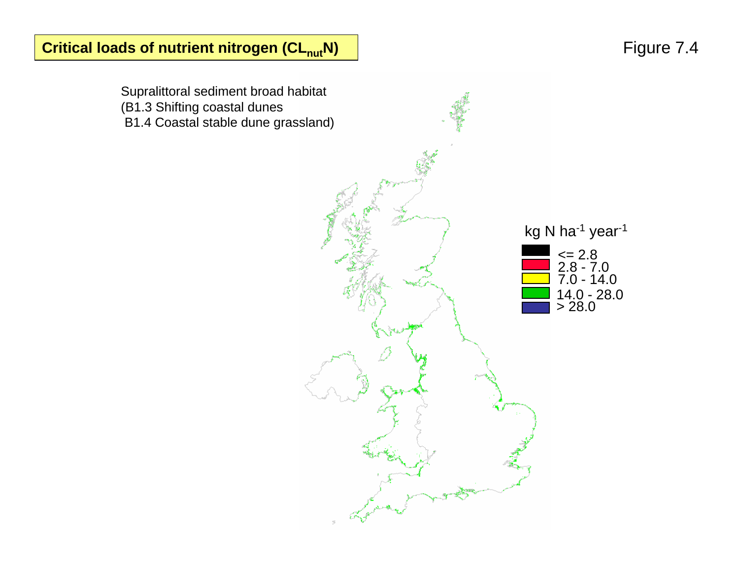**Critical loads of nutrient nitrogen ($CL_{nut}N$)**

Figure 7.4

Supralittoral sediment broad habitat
(B1.3 Shifting coastal dunes
B1.4 Coastal stable dune grassland)

kg N $ha^{-1}$ $year^{-1}$

- <= 2.8
- 2.8 - 7.0
- 7.0 - 14.0
- 14.0 - 28.0
- > 28.0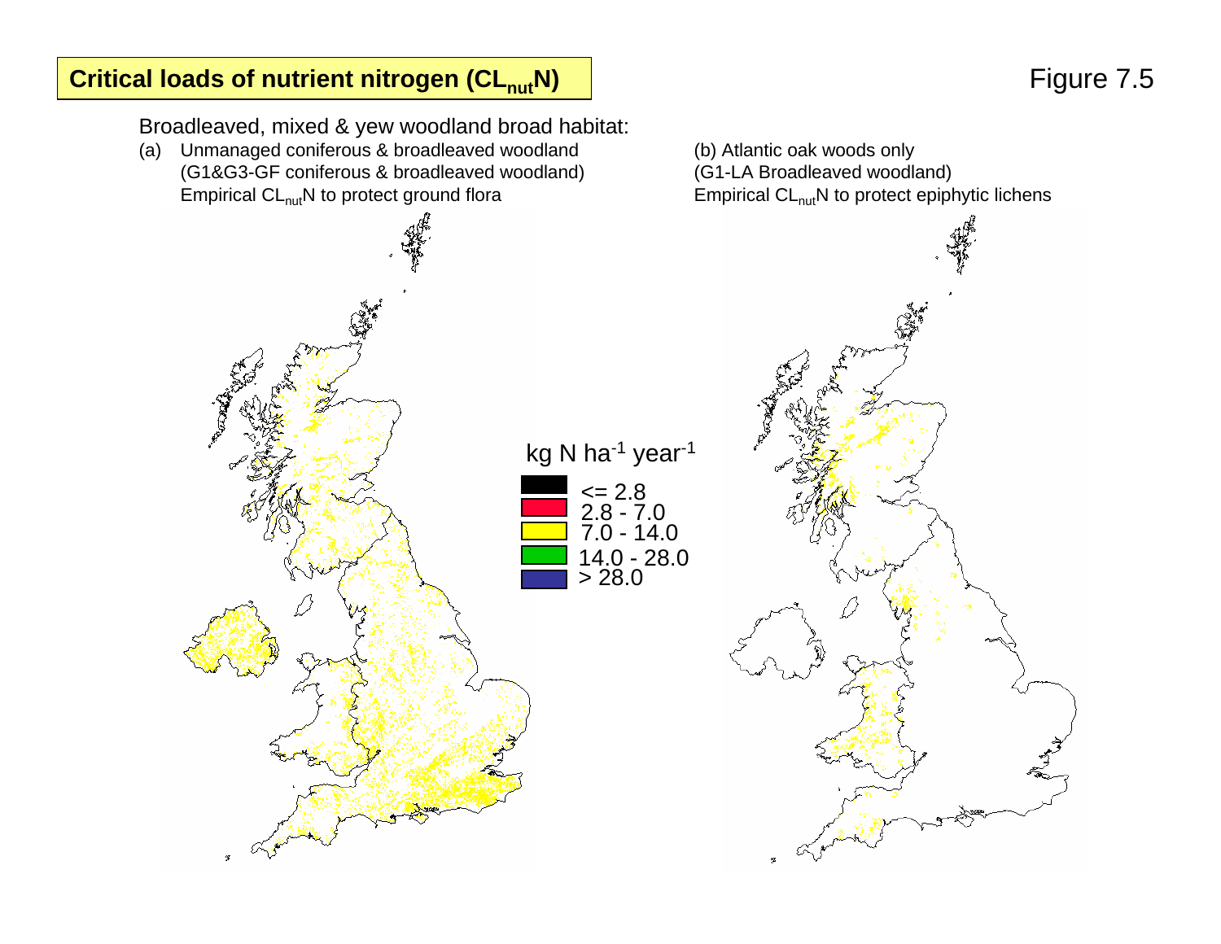# Critical loads of nutrient nitrogen ($CL_{nut}N$)

Figure 7.5

Broadleaved, mixed & yew woodland broad habitat:

(a) Unmanaged coniferous & broadleaved woodland
(G1&G3-GF coniferous & broadleaved woodland)
Empirical $CL_{nut}N$ to protect ground flora

(b) Atlantic oak woods only
(G1-LA Broadleaved woodland)
Empirical $CL_{nut}N$ to protect epiphytic lichens

kg N $ha^{-1}$ $year^{-1}$

- <= 2.8
- 2.8 - 7.0
- 7.0 - 14.0
- 14.0 - 28.0
- > 28.0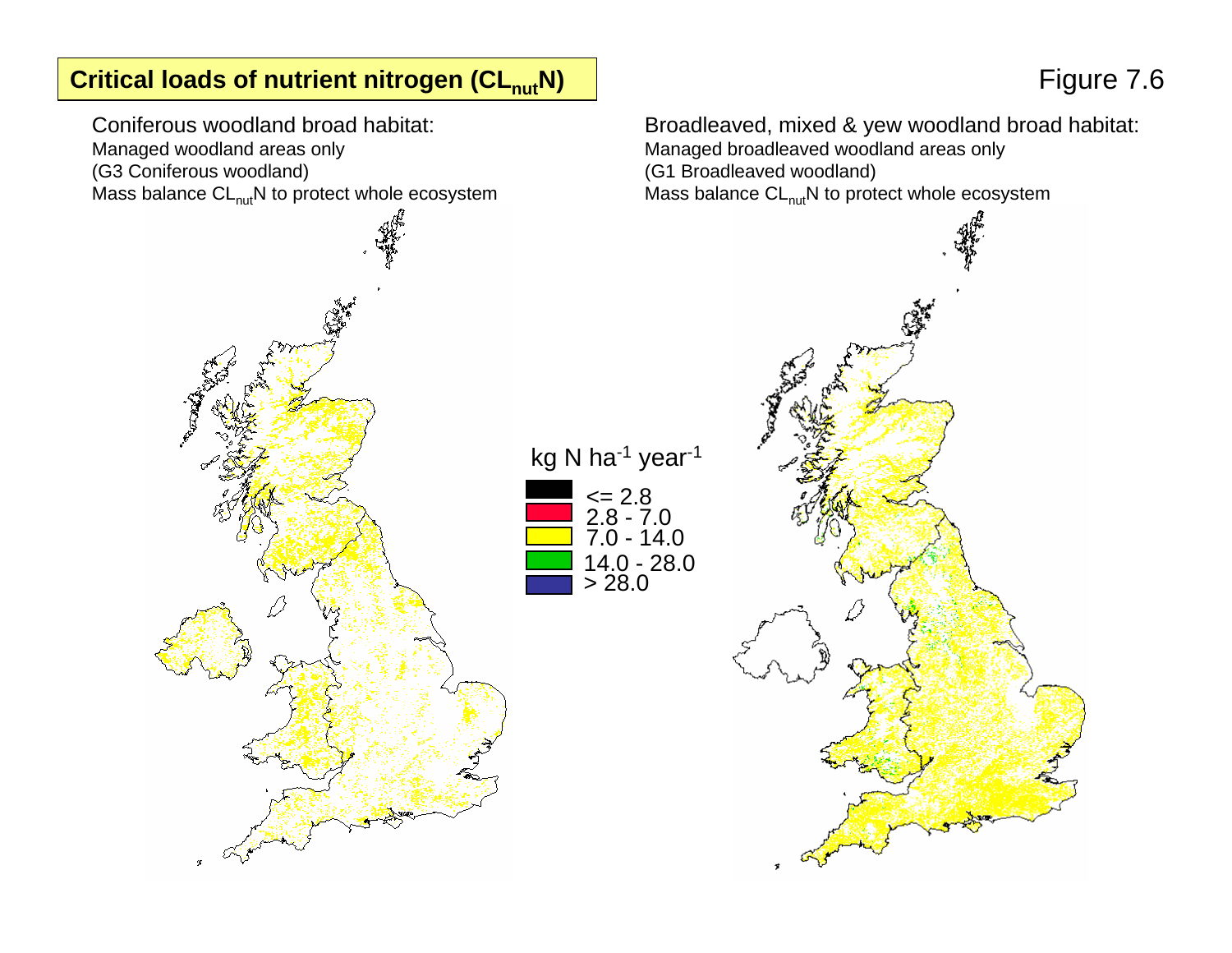# Critical loads of nutrient nitrogen ($CL_{nut}N$)

Figure 7.6

Coniferous woodland broad habitat:
Managed woodland areas only
(G3 Coniferous woodland)
Mass balance $CL_{nut}N$ to protect whole ecosystem

Broadleaved, mixed & yew woodland broad habitat:
Managed broadleaved woodland areas only
(G1 Broadleaved woodland)
Mass balance $CL_{nut}N$ to protect whole ecosystem

kg N $ha^{-1}$ $year^{-1}$

<= 2.8
2.8 - 7.0
7.0 - 14.0
14.0 - 28.0
> 28.0